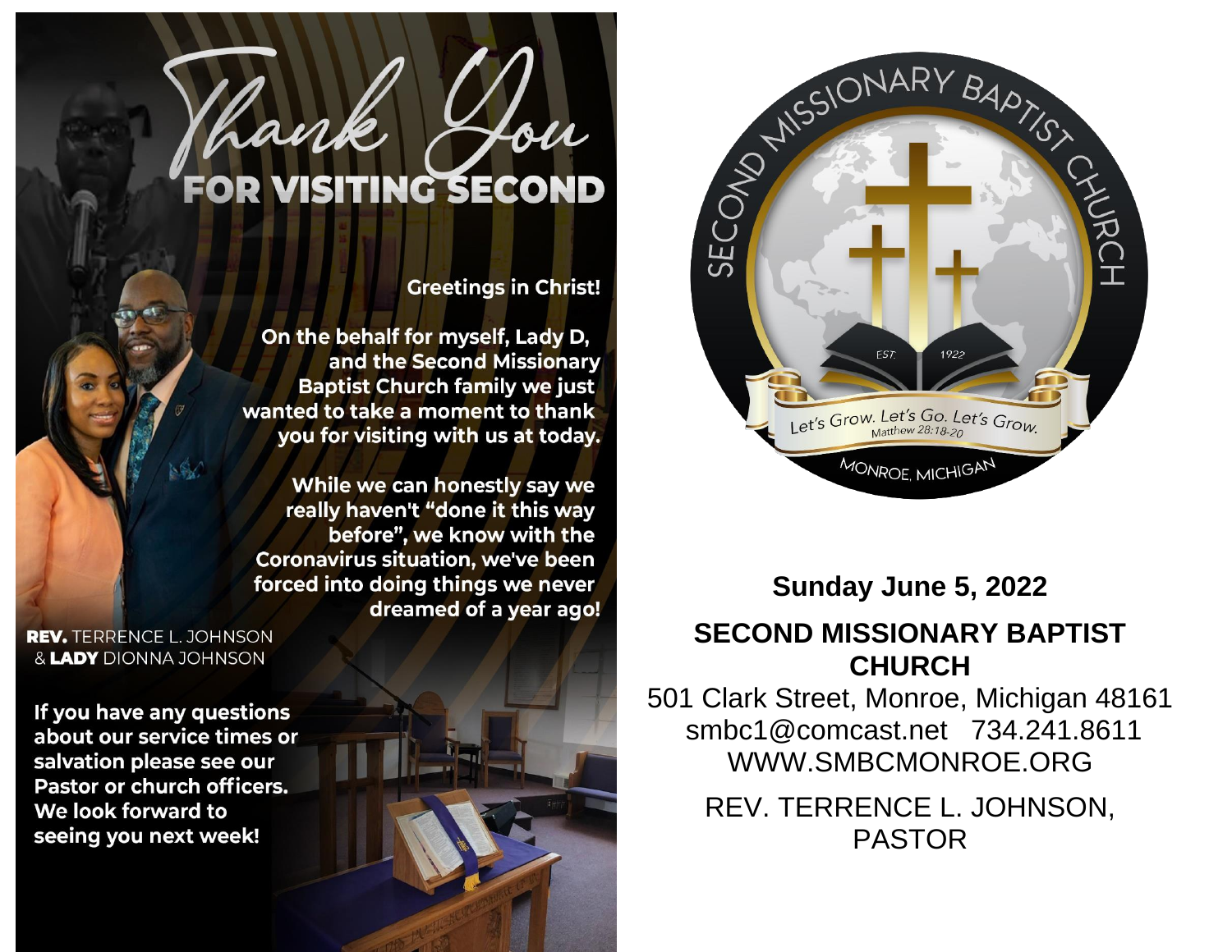# Thank You FOR VISITING SECOND

**Greetings in Christ!**

**On the behalf for myself, Lady D, and the Second Missionary Baptist Church family we just wanted to take a moment to thank you for visiting with us at today.**

**While we can honestly say we really haven't "done it this way before", we know with the Coronavirus situation, we've been forced into doing things we never dreamed of a year ago!**

**REV.** TERRENCE L. JOHNSON
& **LADY** DIONNA JOHNSON

**If you have any questions about our service times or salvation please see our Pastor or church officers. We look forward to seeing you next week!**

SECOND MISSIONARY BAPTIST CHURCH

EST. 1922

Let's Grow. Let's Go. Let's Grow.
Matthew 28:18-20

MONROE, MICHIGAN

**Sunday June 5, 2022**

**SECOND MISSIONARY BAPTIST CHURCH**

501 Clark Street, Monroe, Michigan 48161
smbc1@comcast.net 734.241.8611
WWW.SMBCMONROE.ORG

REV. TERRENCE L. JOHNSON, PASTOR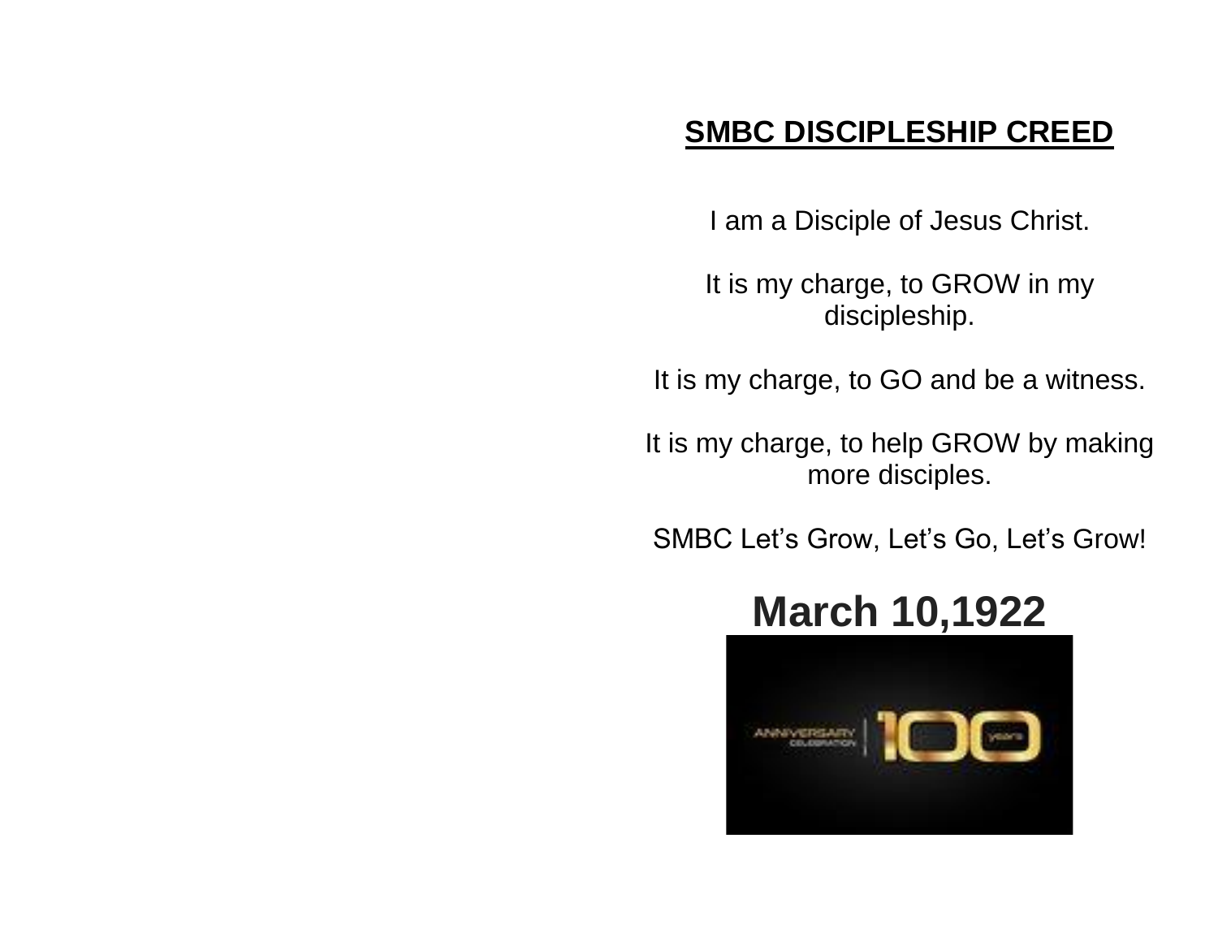## SMBC DISCIPLESHIP CREED

I am a Disciple of Jesus Christ.

It is my charge, to GROW in my discipleship.

It is my charge, to GO and be a witness.

It is my charge, to help GROW by making more disciples.

SMBC Let's Grow, Let's Go, Let's Grow!

# March 10,1922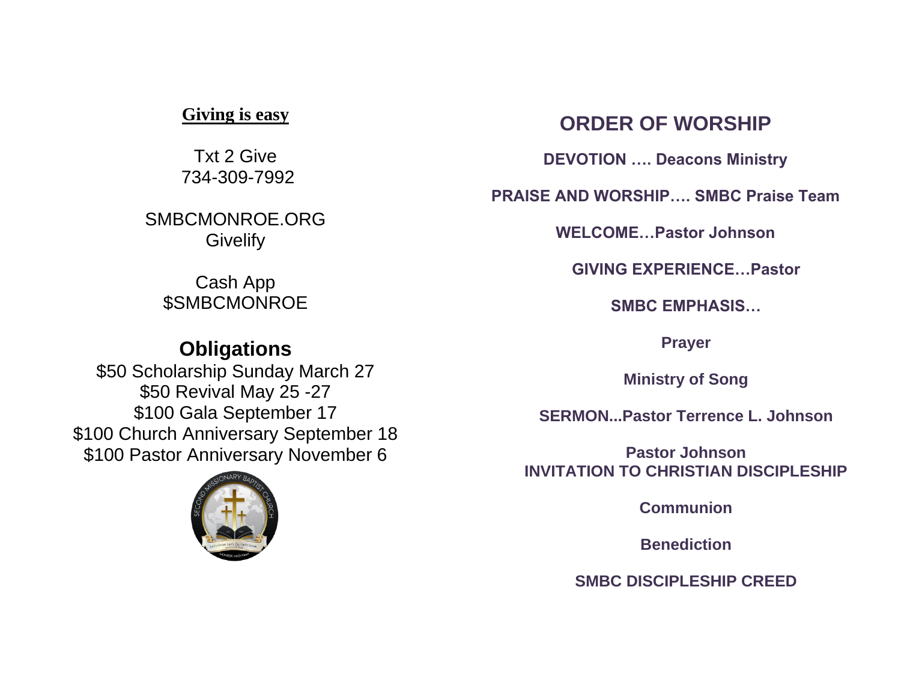**Giving is easy**

Txt 2 Give
734-309-7992

SMBCMONROE.ORG
Givelify

Cash App
$SMBCMONROE

## Obligations

$50 Scholarship Sunday March 27
$50 Revival May 25 -27
$100 Gala September 17
$100 Church Anniversary September 18
$100 Pastor Anniversary November 6

## ORDER OF WORSHIP

**DEVOTION …. Deacons Ministry**

**PRAISE AND WORSHIP…. SMBC Praise Team**

**WELCOME…Pastor Johnson**

**GIVING EXPERIENCE…Pastor**

**SMBC EMPHASIS…**

**Prayer**

**Ministry of Song**

**SERMON...Pastor Terrence L. Johnson**

**Pastor Johnson**
**INVITATION TO CHRISTIAN DISCIPLESHIP**

**Communion**

**Benediction**

**SMBC DISCIPLESHIP CREED**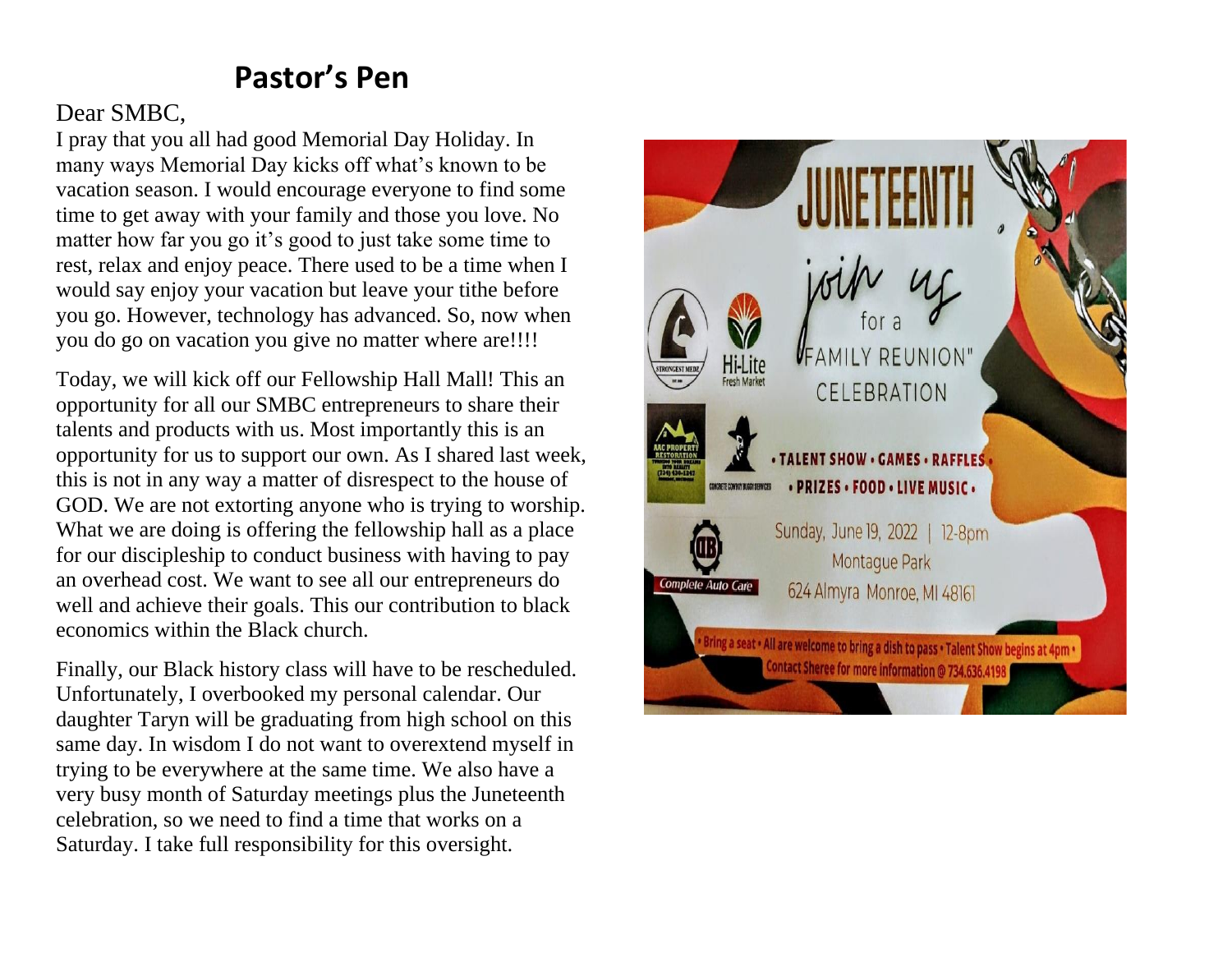# Pastor's Pen

Dear SMBC,

I pray that you all had good Memorial Day Holiday. In many ways Memorial Day kicks off what's known to be vacation season. I would encourage everyone to find some time to get away with your family and those you love. No matter how far you go it's good to just take some time to rest, relax and enjoy peace. There used to be a time when I would say enjoy your vacation but leave your tithe before you go. However, technology has advanced. So, now when you do go on vacation you give no matter where are!!!!

Today, we will kick off our Fellowship Hall Mall! This an opportunity for all our SMBC entrepreneurs to share their talents and products with us. Most importantly this is an opportunity for us to support our own. As I shared last week, this is not in any way a matter of disrespect to the house of GOD. We are not extorting anyone who is trying to worship. What we are doing is offering the fellowship hall as a place for our discipleship to conduct business with having to pay an overhead cost. We want to see all our entrepreneurs do well and achieve their goals. This our contribution to black economics within the Black church.

Finally, our Black history class will have to be rescheduled. Unfortunately, I overbooked my personal calendar. Our daughter Taryn will be graduating from high school on this same day. In wisdom I do not want to overextend myself in trying to be everywhere at the same time. We also have a very busy month of Saturday meetings plus the Juneteenth celebration, so we need to find a time that works on a Saturday. I take full responsibility for this oversight.

**JUNETEENTH**

join us for a "FAMILY REUNION" CELEBRATION

• TALENT SHOW • GAMES • RAFFLES • PRIZES • FOOD • LIVE MUSIC •

Sunday, June 19, 2022 | 12-8pm
Montague Park
624 Almyra Monroe, MI 48161

• Bring a seat • All are welcome to bring a dish to pass • Talent Show begins at 4pm •
Contact Sheree for more information @ 734.636.4198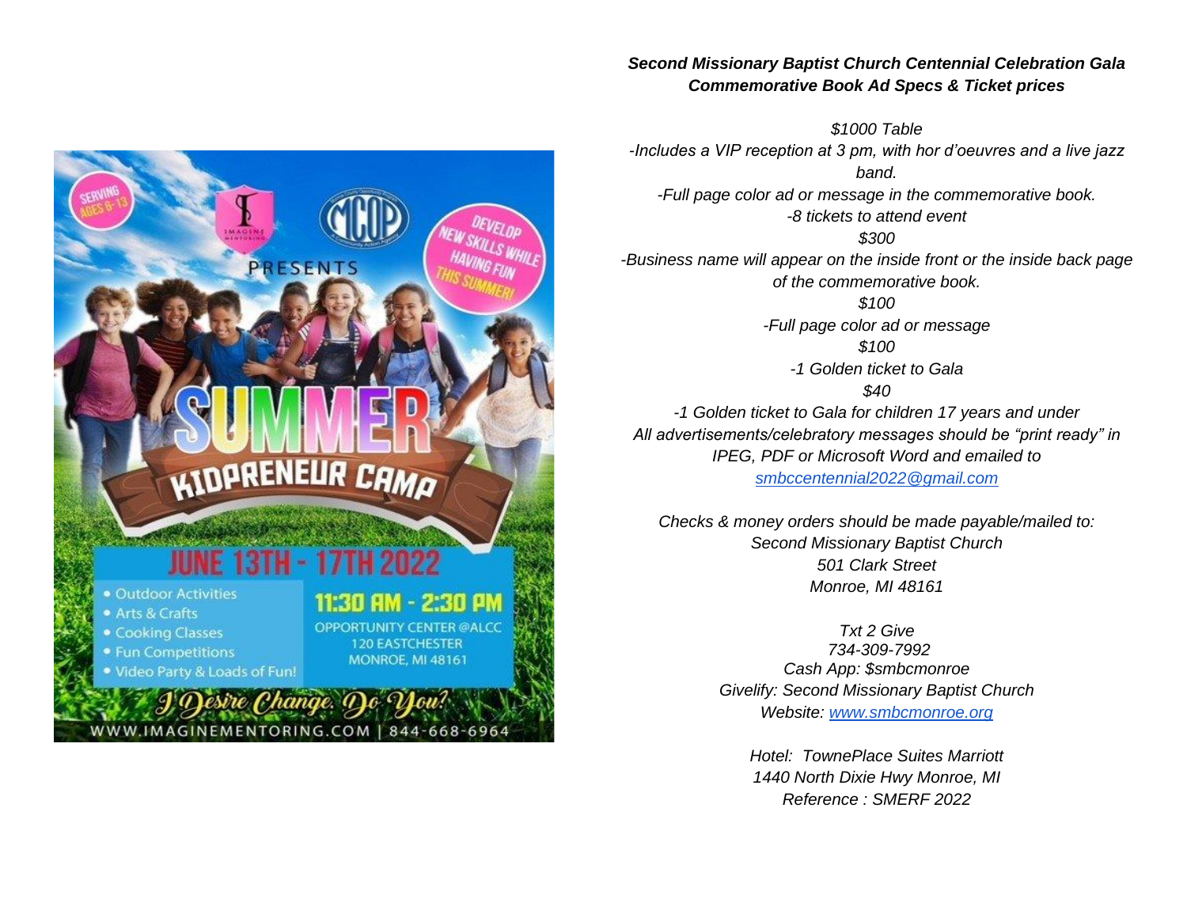***Second Missionary Baptist Church Centennial Celebration Gala***
***Commemorative Book Ad Specs & Ticket prices***

*$1000 Table*
*-Includes a VIP reception at 3 pm, with hor d'oeuvres and a live jazz band.*
*-Full page color ad or message in the commemorative book.*
*-8 tickets to attend event*

*$300*
*-Business name will appear on the inside front or the inside back page of the commemorative book.*

*$100*
*-Full page color ad or message*

*$100*
*-1 Golden ticket to Gala*

*$40*
*-1 Golden ticket to Gala for children 17 years and under*

*All advertisements/celebratory messages should be "print ready" in IPEG, PDF or Microsoft Word and emailed to [smbccentennial2022@gmail.com](mailto:smbccentennial2022@gmail.com)*

*Checks & money orders should be made payable/mailed to:*
*Second Missionary Baptist Church*
*501 Clark Street*
*Monroe, MI 48161*

*Txt 2 Give*
*734-309-7992*
*Cash App: $smbcmonroe*
*Givelify: Second Missionary Baptist Church*
*Website: [www.smbcmonroe.org](http://www.smbcmonroe.org)*

*Hotel: TownePlace Suites Marriott*
*1440 North Dixie Hwy Monroe, MI*
*Reference : SMERF 2022*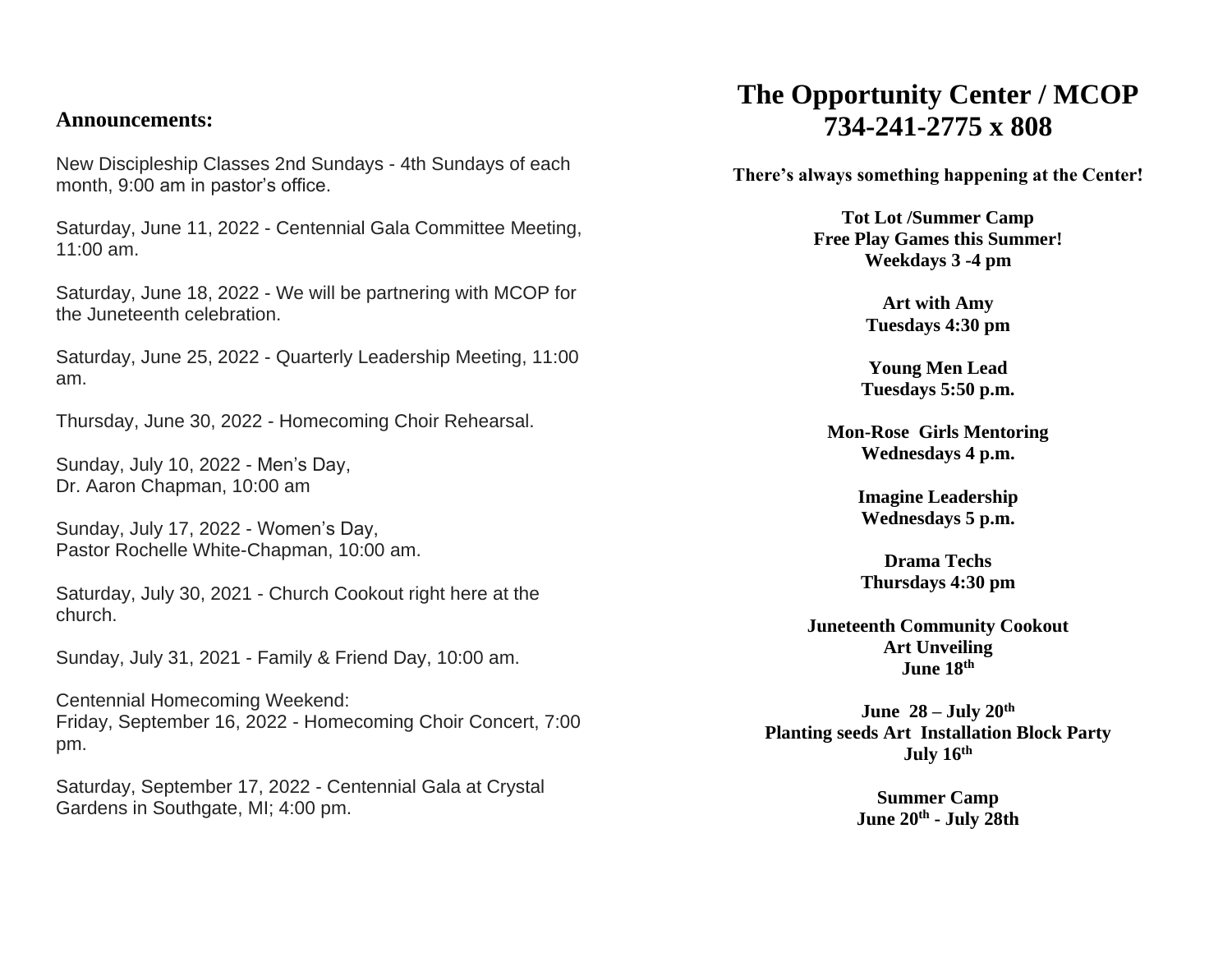**Announcements:**

New Discipleship Classes 2nd Sundays - 4th Sundays of each month, 9:00 am in pastor's office.

Saturday, June 11, 2022 - Centennial Gala Committee Meeting, 11:00 am.

Saturday, June 18, 2022 - We will be partnering with MCOP for the Juneteenth celebration.

Saturday, June 25, 2022 - Quarterly Leadership Meeting, 11:00 am.

Thursday, June 30, 2022 - Homecoming Choir Rehearsal.

Sunday, July 10, 2022 - Men's Day,
Dr. Aaron Chapman, 10:00 am

Sunday, July 17, 2022 - Women's Day,
Pastor Rochelle White-Chapman, 10:00 am.

Saturday, July 30, 2021 - Church Cookout right here at the church.

Sunday, July 31, 2021 - Family & Friend Day, 10:00 am.

Centennial Homecoming Weekend:
Friday, September 16, 2022 - Homecoming Choir Concert, 7:00 pm.

Saturday, September 17, 2022 - Centennial Gala at Crystal Gardens in Southgate, MI; 4:00 pm.

# The Opportunity Center / MCOP
# 734-241-2775 x 808

**There's always something happening at the Center!**

**Tot Lot /Summer Camp**
**Free Play Games this Summer!**
**Weekdays 3 -4 pm**

**Art with Amy**
**Tuesdays 4:30 pm**

**Young Men Lead**
**Tuesdays 5:50 p.m.**

**Mon-Rose Girls Mentoring**
**Wednesdays 4 p.m.**

**Imagine Leadership**
**Wednesdays 5 p.m.**

**Drama Techs**
**Thursdays 4:30 pm**

**Juneteenth Community Cookout**
**Art Unveiling**
**June 18th**

**June 28 – July 20th**
**Planting seeds Art Installation Block Party**
**July 16th**

**Summer Camp**
**June 20th - July 28th**